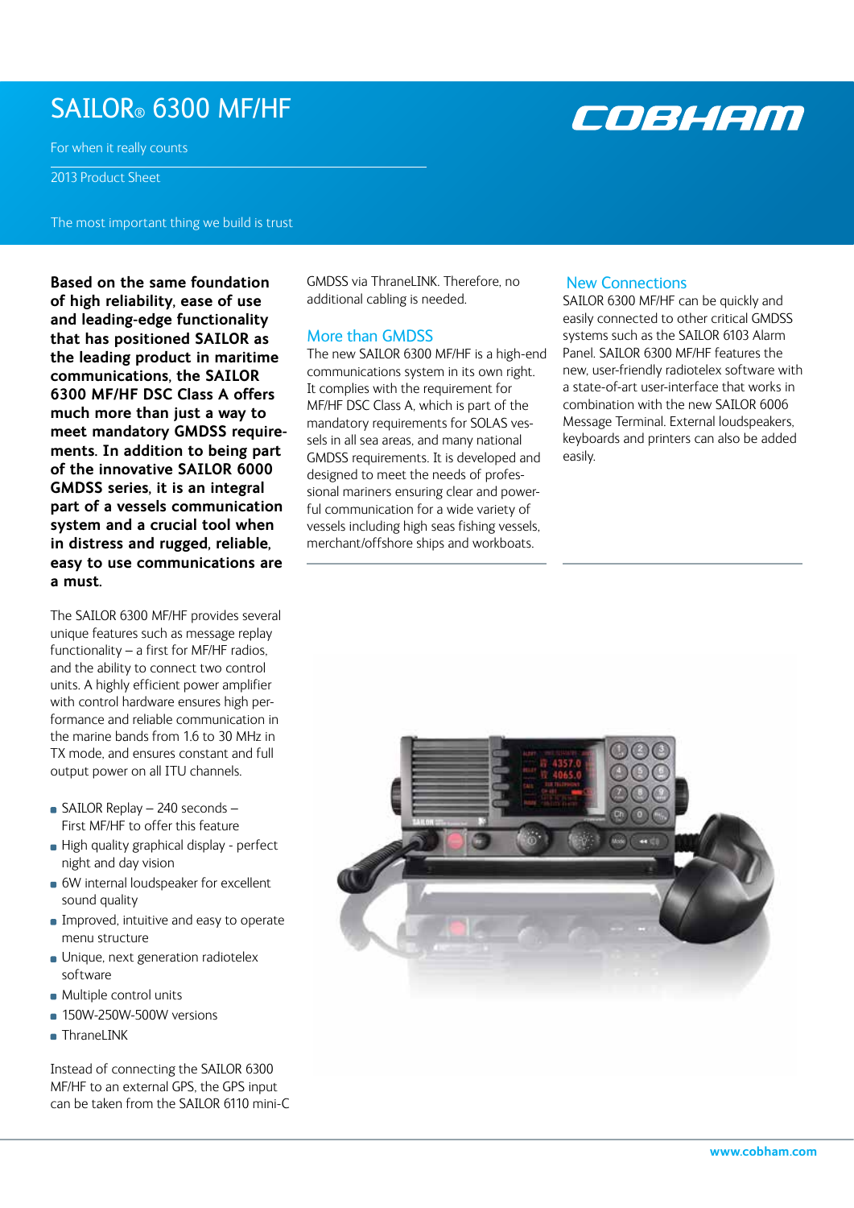# SAILOR® 6300 MF/HF

For when it really counts

2013 Product Sheet

The most important thing we build is trust

**Based on the same foundation of high reliability, ease of use and leading-edge functionality that has positioned SAILOR as the leading product in maritime communications, the SAILOR 6300 MF/HF DSC Class A offers much more than just a way to meet mandatory GMDSS requirements. In addition to being part of the innovative SAILOR 6000 GMDSS series, it is an integral part of a vessels communication system and a crucial tool when in distress and rugged, reliable, easy to use communications are a must.**

The SAILOR 6300 MF/HF provides several unique features such as message replay functionality – a first for MF/HF radios, and the ability to connect two control units. A highly efficient power amplifier with control hardware ensures high performance and reliable communication in the marine bands from 1.6 to 30 MHz in TX mode, and ensures constant and full output power on all ITU channels.

- SAILOR Replay – 240 seconds – First MF/HF to offer this feature
- High quality graphical display - perfect night and day vision
- 6W internal loudspeaker for excellent sound quality
- Improved, intuitive and easy to operate menu structure
- Unique, next generation radiotelex software
- Multiple control units
- 150W-250W-500W versions
- ThraneLINK

Instead of connecting the SAILOR 6300 MF/HF to an external GPS, the GPS input can be taken from the SAILOR 6110 mini-C GMDSS via ThraneLINK. Therefore, no additional cabling is needed.

## More than GMDSS

The new SAILOR 6300 MF/HF is a high-end communications system in its own right. It complies with the requirement for MF/HF DSC Class A, which is part of the mandatory requirements for SOLAS vessels in all sea areas, and many national GMDSS requirements. It is developed and designed to meet the needs of professional mariners ensuring clear and powerful communication for a wide variety of vessels including high seas fishing vessels, merchant/offshore ships and workboats.

## New Connections

SAILOR 6300 MF/HF can be quickly and easily connected to other critical GMDSS systems such as the SAILOR 6103 Alarm Panel. SAILOR 6300 MF/HF features the new, user-friendly radiotelex software with a state-of-art user-interface that works in combination with the new SAILOR 6006 Message Terminal. External loudspeakers, keyboards and printers can also be added easily.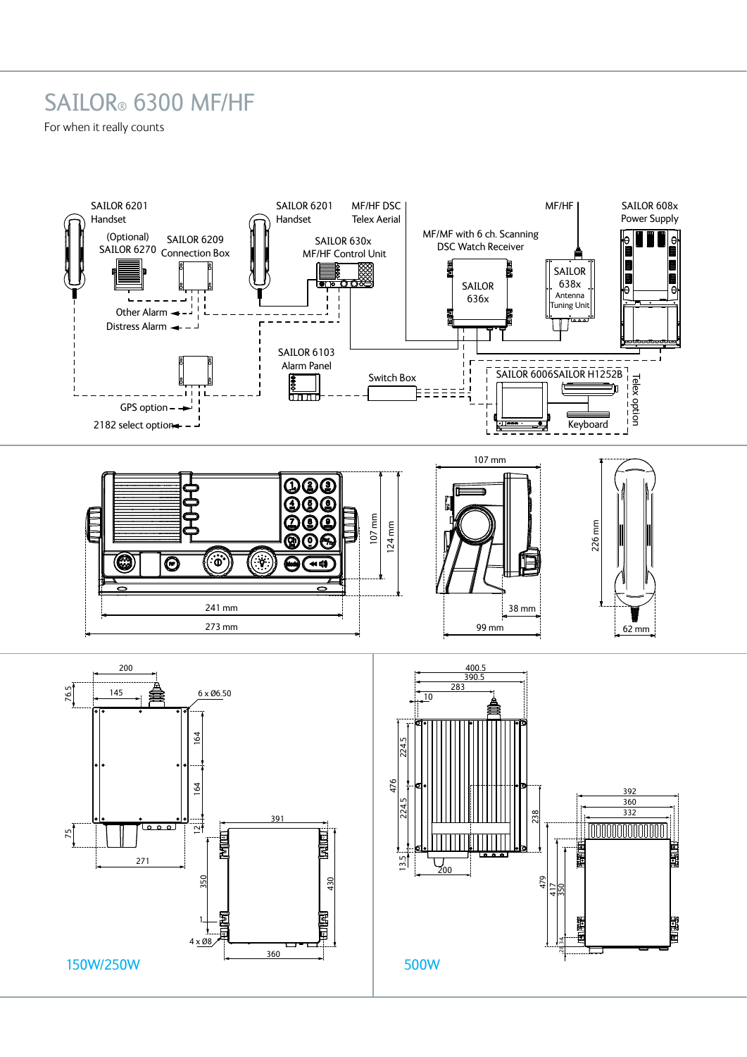# SAILOR® 6300 MF/HF

For when it really counts

SAILOR 6201 Handset

(Optional) SAILOR 6270

SAILOR 6209 Connection Box

Other Alarm

Distress Alarm

GPS option

2182 select option

SAILOR 6201 Handset

SAILOR 630x MF/HF Control Unit

MF/HF DSC Telex Aerial

MF/MF with 6 ch. Scanning DSC Watch Receiver

SAILOR 636x

MF/HF

SAILOR 638x Antenna Tuning Unit

SAILOR 608x Power Supply

SAILOR 6103 Alarm Panel

Switch Box

SAILOR 6006

SAILOR H1252B

Keyboard

Telex option

107 mm

124 mm

241 mm

273 mm

107 mm

38 mm

99 mm

226 mm

62 mm

200

145

76.5

6 x Ø6.50

164

164

75

12

271

391

350

430

1

4 x Ø8

360

150W/250W

400.5

390.5

283

10

224.5

476

224.5

13.5

200

238

392

360

332

479

417

350

28

34

500W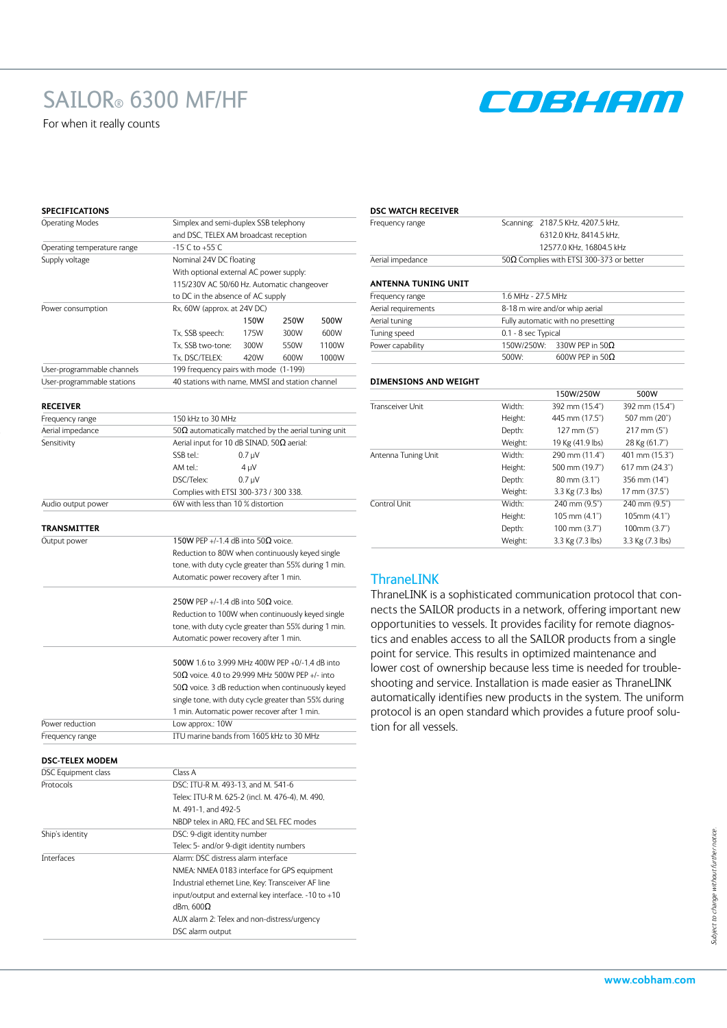# SAILOR® 6300 MF/HF

For when it really counts

COBHAM

### SPECIFICATIONS

| | | | | |
|---|---|---|---|---|
| Operating Modes | Simplex and semi-duplex SSB telephony and DSC, TELEX AM broadcast reception | | | |
| Operating temperature range | -15°C to +55°C | | | |
| Supply voltage | Nominal 24V DC floating. With optional external AC power supply: 115/230V AC 50/60 Hz. Automatic changeover to DC in the absence of AC supply | | | |
| Power consumption | Rx, 60W (approx. at 24V DC) | | | |
| | | 150W | 250W | 500W |
| | Tx, SSB speech: | 175W | 300W | 600W |
| | Tx, SSB two-tone: | 300W | 550W | 1100W |
| | Tx, DSC/TELEX: | 420W | 600W | 1000W |
| User-programmable channels | 199 frequency pairs with mode (1-199) | | | |
| User-programmable stations | 40 stations with name, MMSI and station channel | | | |

### RECEIVER

| | | |
|---|---|---|
| Frequency range | 150 kHz to 30 MHz | |
| Aerial impedance | 50Ω automatically matched by the aerial tuning unit | |
| Sensitivity | Aerial input for 10 dB SINAD, 50Ω aerial: | |
| | SSB tel.: | 0.7 µV |
| | AM tel.: | 4 µV |
| | DSC/Telex: | 0.7 µV |
| | Complies with ETSI 300-373 / 300 338. | |
| Audio output power | 6W with less than 10 % distortion | |

### TRANSMITTER

| | |
|---|---|
| Output power | 150W PEP +/-1.4 dB into 50Ω voice. Reduction to 80W when continuously keyed single tone, with duty cycle greater than 55% during 1 min. Automatic power recovery after 1 min. |
| | 250W PEP +/-1.4 dB into 50Ω voice. Reduction to 100W when continuously keyed single tone, with duty cycle greater than 55% during 1 min. Automatic power recovery after 1 min. |
| | 500W 1.6 to 3.999 MHz 400W PEP +0/-1.4 dB into 50Ω voice. 4.0 to 29.999 MHz 500W PEP +/- into 50Ω voice. 3 dB reduction when continuously keyed single tone, with duty cycle greater than 55% during 1 min. Automatic power recover after 1 min. |
| Power reduction | Low approx.: 10W |
| Frequency range | ITU marine bands from 1605 kHz to 30 MHz |

### DSC-TELEX MODEM

| | |
|---|---|
| DSC Equipment class | Class A |
| Protocols | DSC: ITU-R M. 493-13, and M. 541-6<br>Telex: ITU-R M. 625-2 (incl. M. 476-4), M. 490, M. 491-1, and 492-5<br>NBDP telex in ARQ, FEC and SEL FEC modes |
| Ship's identity | DSC: 9-digit identity number<br>Telex: 5- and/or 9-digit identity numbers |
| Interfaces | Alarm: DSC distress alarm interface<br>NMEA: NMEA 0183 interface for GPS equipment<br>Industrial ethernet Line, Key: Transceiver AF line input/output and external key interface. -10 to +10 dBm, 600Ω<br>AUX alarm 2: Telex and non-distress/urgency DSC alarm output |

### DSC WATCH RECEIVER

| | |
|---|---|
| Frequency range | Scanning: 2187.5 KHz, 4207.5 kHz, 6312.0 KHz, 8414.5 kHz, 12577.0 KHz, 16804.5 kHz |
| Aerial impedance | 50Ω Complies with ETSI 300-373 or better |

### ANTENNA TUNING UNIT

| | | |
|---|---|---|
| Frequency range | 1.6 MHz - 27.5 MHz | |
| Aerial requirements | 8-18 m wire and/or whip aerial | |
| Aerial tuning | Fully automatic with no presetting | |
| Tuning speed | 0.1 - 8 sec Typical | |
| Power capability | 150W/250W: | 330W PEP in 50Ω |
| | 500W: | 600W PEP in 50Ω |

### DIMENSIONS AND WEIGHT

| | | 150W/250W | 500W |
|---|---|---|---|
| Transceiver Unit | Width: | 392 mm (15.4") | 392 mm (15.4") |
| | Height: | 445 mm (17.5") | 507 mm (20") |
| | Depth: | 127 mm (5") | 217 mm (5") |
| | Weight: | 19 Kg (41.9 lbs) | 28 Kg (61.7") |
| Antenna Tuning Unit | Width: | 290 mm (11.4") | 401 mm (15.3") |
| | Height: | 500 mm (19.7") | 617 mm (24.3") |
| | Depth: | 80 mm (3.1") | 356 mm (14") |
| | Weight: | 3.3 Kg (7.3 lbs) | 17 mm (37.5") |
| Control Unit | Width: | 240 mm (9.5") | 240 mm (9.5") |
| | Height: | 105 mm (4.1") | 105mm (4.1") |
| | Depth: | 100 mm (3.7") | 100mm (3.7") |
| | Weight: | 3.3 Kg (7.3 lbs) | 3.3 Kg (7.3 lbs) |

## ThraneLINK

ThraneLINK is a sophisticated communication protocol that connects the SAILOR products in a network, offering important new opportunities to vessels. It provides facility for remote diagnostics and enables access to all the SAILOR products from a single point for service. This results in optimized maintenance and lower cost of ownership because less time is needed for troubleshooting and service. Installation is made easier as ThraneLINK automatically identifies new products in the system. The uniform protocol is an open standard which provides a future proof solution for all vessels.

*Subject to change without further notice.*

www.cobham.com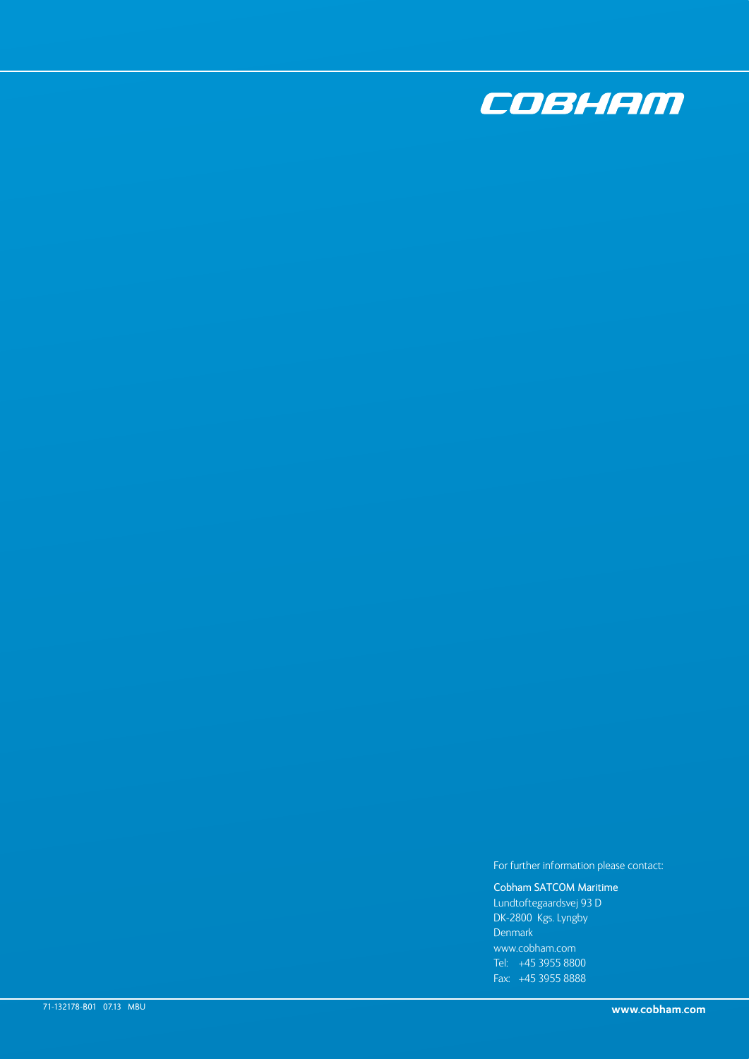COBHAM

For further information please contact:

Cobham SATCOM Maritime
Lundtoftegaardsvej 93 D
DK-2800 Kgs. Lyngby
Denmark
www.cobham.com
Tel: +45 3955 8800
Fax: +45 3955 8888

71-132178-B01 07.13 MBU

**www.cobham.com**